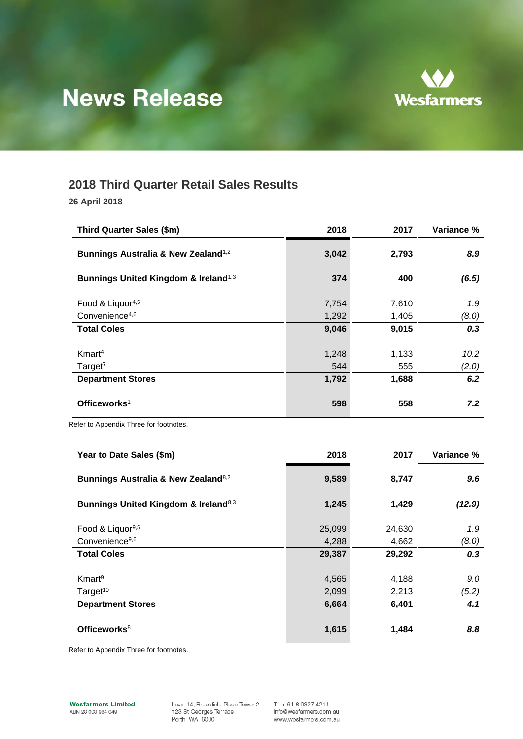# News Release

## 2018 Third Quarter Retail Sales Results

**26 April 2018**

| Third Quarter Sales ($m) | 2018 | 2017 | Variance % |
|---|---|---|---|
| **Bunnings Australia & New Zealand[1,2]** | **3,042** | **2,793** | ***8.9*** |
| **Bunnings United Kingdom & Ireland[1,3]** | **374** | **400** | ***(6.5)*** |
| Food & Liquor[4,5] | 7,754 | 7,610 | *1.9* |
| Convenience[4,6] | 1,292 | 1,405 | *(8.0)* |
| **Total Coles** | **9,046** | **9,015** | ***0.3*** |
| Kmart[4] | 1,248 | 1,133 | *10.2* |
| Target[7] | 544 | 555 | *(2.0)* |
| **Department Stores** | **1,792** | **1,688** | ***6.2*** |
| **Officeworks[1]** | **598** | **558** | ***7.2*** |

Refer to Appendix Three for footnotes.

| Year to Date Sales ($m) | 2018 | 2017 | Variance % |
|---|---|---|---|
| **Bunnings Australia & New Zealand[8,2]** | **9,589** | **8,747** | ***9.6*** |
| **Bunnings United Kingdom & Ireland[8,3]** | **1,245** | **1,429** | ***(12.9)*** |
| Food & Liquor[9,5] | 25,099 | 24,630 | *1.9* |
| Convenience[9,6] | 4,288 | 4,662 | *(8.0)* |
| **Total Coles** | **29,387** | **29,292** | ***0.3*** |
| Kmart[9] | 4,565 | 4,188 | *9.0* |
| Target[10] | 2,099 | 2,213 | *(5.2)* |
| **Department Stores** | **6,664** | **6,401** | ***4.1*** |
| **Officeworks[8]** | **1,615** | **1,484** | ***8.8*** |

Refer to Appendix Three for footnotes.

**Wesfarmers Limited**
ABN 28 008 984 049

Level 14, Brookfield Place Tower 2
123 St Georges Terrace
Perth WA 6000

T + 61 8 9327 4211
info@wesfarmers.com.au
www.wesfarmers.com.au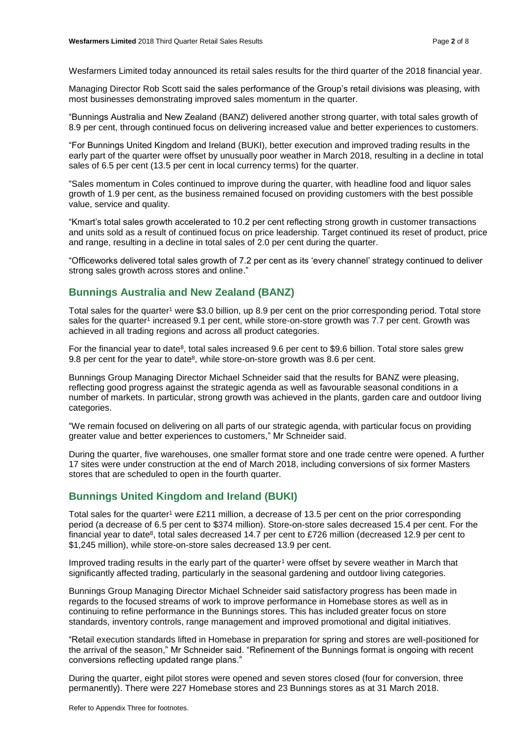Wesfarmers Limited today announced its retail sales results for the third quarter of the 2018 financial year.

Managing Director Rob Scott said the sales performance of the Group's retail divisions was pleasing, with most businesses demonstrating improved sales momentum in the quarter.

"Bunnings Australia and New Zealand (BANZ) delivered another strong quarter, with total sales growth of 8.9 per cent, through continued focus on delivering increased value and better experiences to customers.

"For Bunnings United Kingdom and Ireland (BUKI), better execution and improved trading results in the early part of the quarter were offset by unusually poor weather in March 2018, resulting in a decline in total sales of 6.5 per cent (13.5 per cent in local currency terms) for the quarter.

"Sales momentum in Coles continued to improve during the quarter, with headline food and liquor sales growth of 1.9 per cent, as the business remained focused on providing customers with the best possible value, service and quality.

"Kmart's total sales growth accelerated to 10.2 per cent reflecting strong growth in customer transactions and units sold as a result of continued focus on price leadership. Target continued its reset of product, price and range, resulting in a decline in total sales of 2.0 per cent during the quarter.

"Officeworks delivered total sales growth of 7.2 per cent as its 'every channel' strategy continued to deliver strong sales growth across stores and online."

## Bunnings Australia and New Zealand (BANZ)

Total sales for the quarter[1] were $3.0 billion, up 8.9 per cent on the prior corresponding period. Total store sales for the quarter[1] increased 9.1 per cent, while store-on-store growth was 7.7 per cent. Growth was achieved in all trading regions and across all product categories.

For the financial year to date[8], total sales increased 9.6 per cent to $9.6 billion. Total store sales grew 9.8 per cent for the year to date[8], while store-on-store growth was 8.6 per cent.

Bunnings Group Managing Director Michael Schneider said that the results for BANZ were pleasing, reflecting good progress against the strategic agenda as well as favourable seasonal conditions in a number of markets. In particular, strong growth was achieved in the plants, garden care and outdoor living categories.

"We remain focused on delivering on all parts of our strategic agenda, with particular focus on providing greater value and better experiences to customers," Mr Schneider said.

During the quarter, five warehouses, one smaller format store and one trade centre were opened. A further 17 sites were under construction at the end of March 2018, including conversions of six former Masters stores that are scheduled to open in the fourth quarter.

## Bunnings United Kingdom and Ireland (BUKI)

Total sales for the quarter[1] were £211 million, a decrease of 13.5 per cent on the prior corresponding period (a decrease of 6.5 per cent to $374 million). Store-on-store sales decreased 15.4 per cent. For the financial year to date[8], total sales decreased 14.7 per cent to £726 million (decreased 12.9 per cent to $1,245 million), while store-on-store sales decreased 13.9 per cent.

Improved trading results in the early part of the quarter[1] were offset by severe weather in March that significantly affected trading, particularly in the seasonal gardening and outdoor living categories.

Bunnings Group Managing Director Michael Schneider said satisfactory progress has been made in regards to the focused streams of work to improve performance in Homebase stores as well as in continuing to refine performance in the Bunnings stores. This has included greater focus on store standards, inventory controls, range management and improved promotional and digital initiatives.

"Retail execution standards lifted in Homebase in preparation for spring and stores are well-positioned for the arrival of the season," Mr Schneider said. "Refinement of the Bunnings format is ongoing with recent conversions reflecting updated range plans."

During the quarter, eight pilot stores were opened and seven stores closed (four for conversion, three permanently). There were 227 Homebase stores and 23 Bunnings stores as at 31 March 2018.

Refer to Appendix Three for footnotes.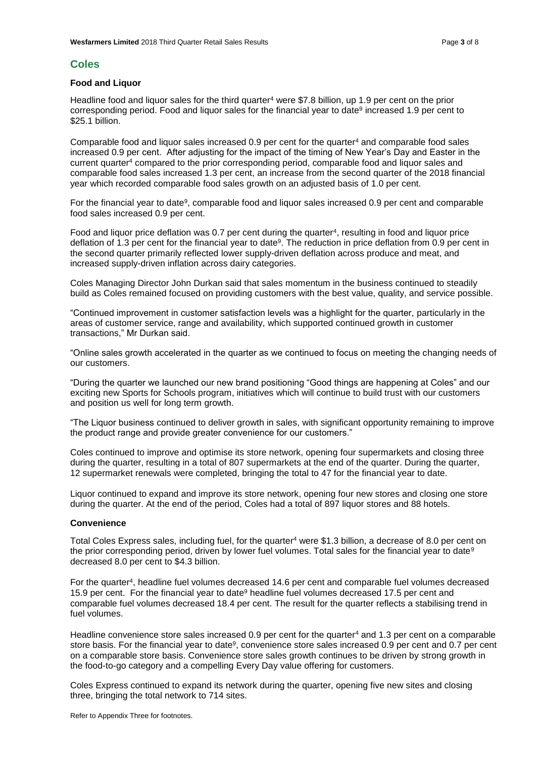## Coles

### Food and Liquor

Headline food and liquor sales for the third quarter[4] were $7.8 billion, up 1.9 per cent on the prior corresponding period. Food and liquor sales for the financial year to date[9] increased 1.9 per cent to $25.1 billion.

Comparable food and liquor sales increased 0.9 per cent for the quarter[4] and comparable food sales increased 0.9 per cent. After adjusting for the impact of the timing of New Year's Day and Easter in the current quarter[4] compared to the prior corresponding period, comparable food and liquor sales and comparable food sales increased 1.3 per cent, an increase from the second quarter of the 2018 financial year which recorded comparable food sales growth on an adjusted basis of 1.0 per cent.

For the financial year to date[9], comparable food and liquor sales increased 0.9 per cent and comparable food sales increased 0.9 per cent.

Food and liquor price deflation was 0.7 per cent during the quarter[4], resulting in food and liquor price deflation of 1.3 per cent for the financial year to date[9]. The reduction in price deflation from 0.9 per cent in the second quarter primarily reflected lower supply-driven deflation across produce and meat, and increased supply-driven inflation across dairy categories.

Coles Managing Director John Durkan said that sales momentum in the business continued to steadily build as Coles remained focused on providing customers with the best value, quality, and service possible.

"Continued improvement in customer satisfaction levels was a highlight for the quarter, particularly in the areas of customer service, range and availability, which supported continued growth in customer transactions," Mr Durkan said.

"Online sales growth accelerated in the quarter as we continued to focus on meeting the changing needs of our customers.

"During the quarter we launched our new brand positioning "Good things are happening at Coles" and our exciting new Sports for Schools program, initiatives which will continue to build trust with our customers and position us well for long term growth.

"The Liquor business continued to deliver growth in sales, with significant opportunity remaining to improve the product range and provide greater convenience for our customers."

Coles continued to improve and optimise its store network, opening four supermarkets and closing three during the quarter, resulting in a total of 807 supermarkets at the end of the quarter. During the quarter, 12 supermarket renewals were completed, bringing the total to 47 for the financial year to date.

Liquor continued to expand and improve its store network, opening four new stores and closing one store during the quarter. At the end of the period, Coles had a total of 897 liquor stores and 88 hotels.

### Convenience

Total Coles Express sales, including fuel, for the quarter[4] were $1.3 billion, a decrease of 8.0 per cent on the prior corresponding period, driven by lower fuel volumes. Total sales for the financial year to date[9] decreased 8.0 per cent to $4.3 billion.

For the quarter[4], headline fuel volumes decreased 14.6 per cent and comparable fuel volumes decreased 15.9 per cent. For the financial year to date[9] headline fuel volumes decreased 17.5 per cent and comparable fuel volumes decreased 18.4 per cent. The result for the quarter reflects a stabilising trend in fuel volumes.

Headline convenience store sales increased 0.9 per cent for the quarter[4] and 1.3 per cent on a comparable store basis. For the financial year to date[9], convenience store sales increased 0.9 per cent and 0.7 per cent on a comparable store basis. Convenience store sales growth continues to be driven by strong growth in the food-to-go category and a compelling Every Day value offering for customers.

Coles Express continued to expand its network during the quarter, opening five new sites and closing three, bringing the total network to 714 sites.

Refer to Appendix Three for footnotes.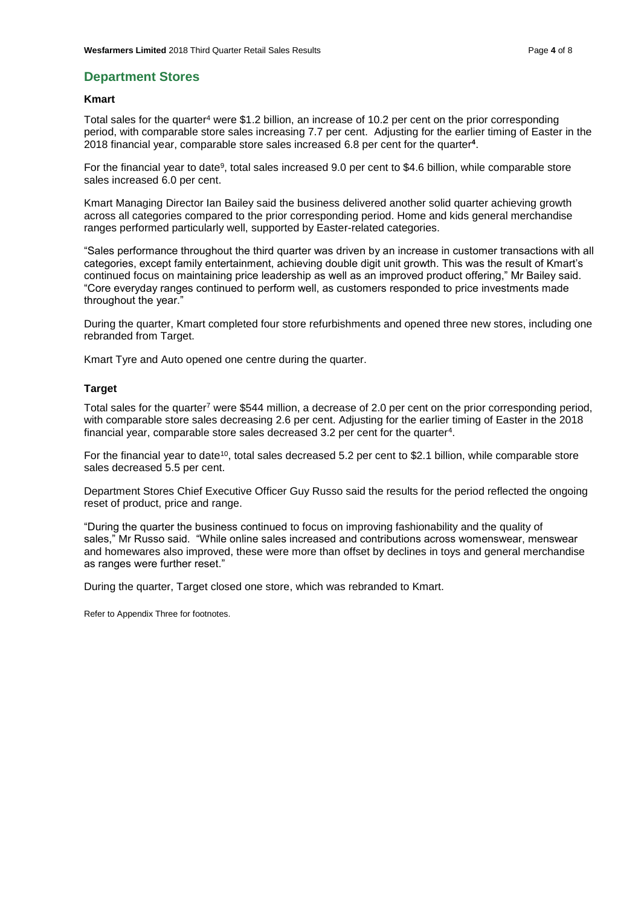## Department Stores

### Kmart

Total sales for the quarter[4] were $1.2 billion, an increase of 10.2 per cent on the prior corresponding period, with comparable store sales increasing 7.7 per cent. Adjusting for the earlier timing of Easter in the 2018 financial year, comparable store sales increased 6.8 per cent for the quarter[4].

For the financial year to date[9], total sales increased 9.0 per cent to $4.6 billion, while comparable store sales increased 6.0 per cent.

Kmart Managing Director Ian Bailey said the business delivered another solid quarter achieving growth across all categories compared to the prior corresponding period. Home and kids general merchandise ranges performed particularly well, supported by Easter-related categories.

"Sales performance throughout the third quarter was driven by an increase in customer transactions with all categories, except family entertainment, achieving double digit unit growth. This was the result of Kmart's continued focus on maintaining price leadership as well as an improved product offering," Mr Bailey said. "Core everyday ranges continued to perform well, as customers responded to price investments made throughout the year."

During the quarter, Kmart completed four store refurbishments and opened three new stores, including one rebranded from Target.

Kmart Tyre and Auto opened one centre during the quarter.

### Target

Total sales for the quarter[7] were $544 million, a decrease of 2.0 per cent on the prior corresponding period, with comparable store sales decreasing 2.6 per cent. Adjusting for the earlier timing of Easter in the 2018 financial year, comparable store sales decreased 3.2 per cent for the quarter[4].

For the financial year to date[10], total sales decreased 5.2 per cent to $2.1 billion, while comparable store sales decreased 5.5 per cent.

Department Stores Chief Executive Officer Guy Russo said the results for the period reflected the ongoing reset of product, price and range.

"During the quarter the business continued to focus on improving fashionability and the quality of sales," Mr Russo said. "While online sales increased and contributions across womenswear, menswear and homewares also improved, these were more than offset by declines in toys and general merchandise as ranges were further reset."

During the quarter, Target closed one store, which was rebranded to Kmart.

Refer to Appendix Three for footnotes.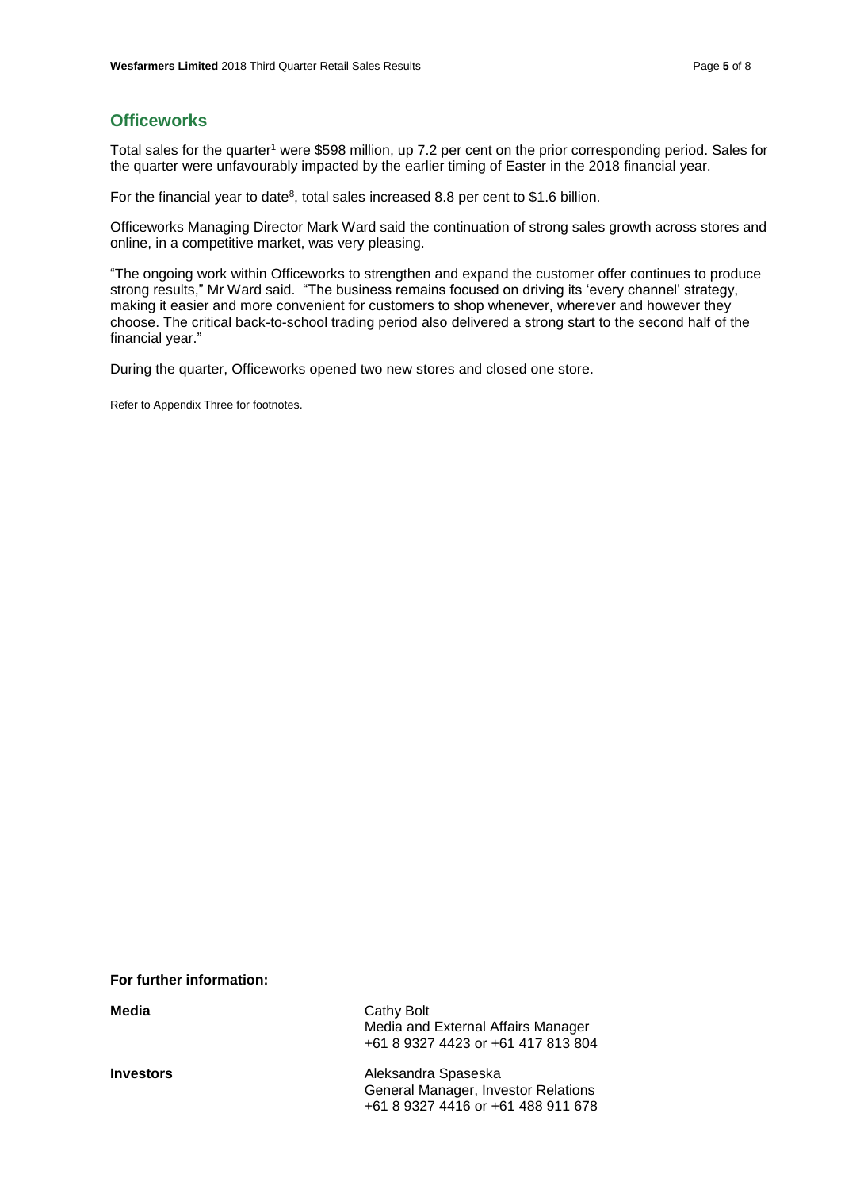## Officeworks

Total sales for the quarter[1] were $598 million, up 7.2 per cent on the prior corresponding period. Sales for the quarter were unfavourably impacted by the earlier timing of Easter in the 2018 financial year.

For the financial year to date[8], total sales increased 8.8 per cent to $1.6 billion.

Officeworks Managing Director Mark Ward said the continuation of strong sales growth across stores and online, in a competitive market, was very pleasing.

"The ongoing work within Officeworks to strengthen and expand the customer offer continues to produce strong results," Mr Ward said. "The business remains focused on driving its 'every channel' strategy, making it easier and more convenient for customers to shop whenever, wherever and however they choose. The critical back-to-school trading period also delivered a strong start to the second half of the financial year."

During the quarter, Officeworks opened two new stores and closed one store.

Refer to Appendix Three for footnotes.

**For further information:**

| | |
|---|---|
| **Media** | Cathy Bolt<br>Media and External Affairs Manager<br>+61 8 9327 4423 or +61 417 813 804 |
| **Investors** | Aleksandra Spaseska<br>General Manager, Investor Relations<br>+61 8 9327 4416 or +61 488 911 678 |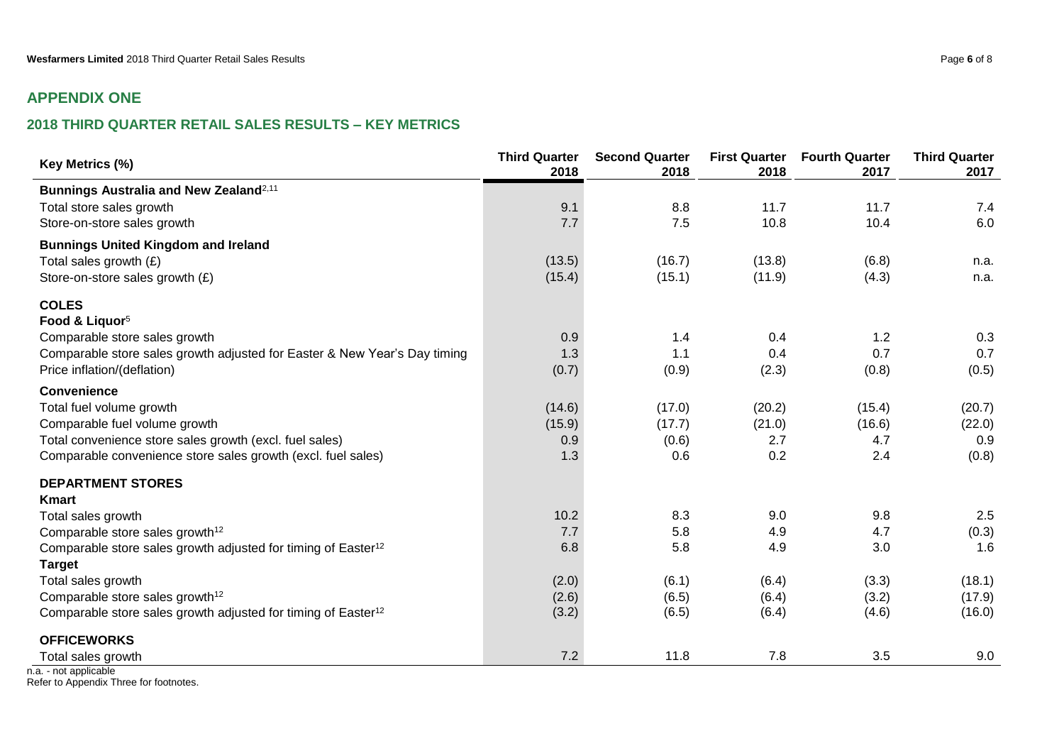## APPENDIX ONE

## 2018 THIRD QUARTER RETAIL SALES RESULTS – KEY METRICS

| Key Metrics (%) | Third Quarter 2018 | Second Quarter 2018 | First Quarter 2018 | Fourth Quarter 2017 | Third Quarter 2017 |
|---|---|---|---|---|---|
| **Bunnings Australia and New Zealand**[2,11] | | | | | |
| Total store sales growth | 9.1 | 8.8 | 11.7 | 11.7 | 7.4 |
| Store-on-store sales growth | 7.7 | 7.5 | 10.8 | 10.4 | 6.0 |
| **Bunnings United Kingdom and Ireland** | | | | | |
| Total sales growth (£) | (13.5) | (16.7) | (13.8) | (6.8) | n.a. |
| Store-on-store sales growth (£) | (15.4) | (15.1) | (11.9) | (4.3) | n.a. |
| **COLES** | | | | | |
| **Food & Liquor**[5] | | | | | |
| Comparable store sales growth | 0.9 | 1.4 | 0.4 | 1.2 | 0.3 |
| Comparable store sales growth adjusted for Easter & New Year's Day timing | 1.3 | 1.1 | 0.4 | 0.7 | 0.7 |
| Price inflation/(deflation) | (0.7) | (0.9) | (2.3) | (0.8) | (0.5) |
| **Convenience** | | | | | |
| Total fuel volume growth | (14.6) | (17.0) | (20.2) | (15.4) | (20.7) |
| Comparable fuel volume growth | (15.9) | (17.7) | (21.0) | (16.6) | (22.0) |
| Total convenience store sales growth (excl. fuel sales) | 0.9 | (0.6) | 2.7 | 4.7 | 0.9 |
| Comparable convenience store sales growth (excl. fuel sales) | 1.3 | 0.6 | 0.2 | 2.4 | (0.8) |
| **DEPARTMENT STORES** | | | | | |
| **Kmart** | | | | | |
| Total sales growth | 10.2 | 8.3 | 9.0 | 9.8 | 2.5 |
| Comparable store sales growth[12] | 7.7 | 5.8 | 4.9 | 4.7 | (0.3) |
| Comparable store sales growth adjusted for timing of Easter[12] | 6.8 | 5.8 | 4.9 | 3.0 | 1.6 |
| **Target** | | | | | |
| Total sales growth | (2.0) | (6.1) | (6.4) | (3.3) | (18.1) |
| Comparable store sales growth[12] | (2.6) | (6.5) | (6.4) | (3.2) | (17.9) |
| Comparable store sales growth adjusted for timing of Easter[12] | (3.2) | (6.5) | (6.4) | (4.6) | (16.0) |
| **OFFICEWORKS** | | | | | |
| Total sales growth | 7.2 | 11.8 | 7.8 | 3.5 | 9.0 |

n.a. - not applicable

Refer to Appendix Three for footnotes.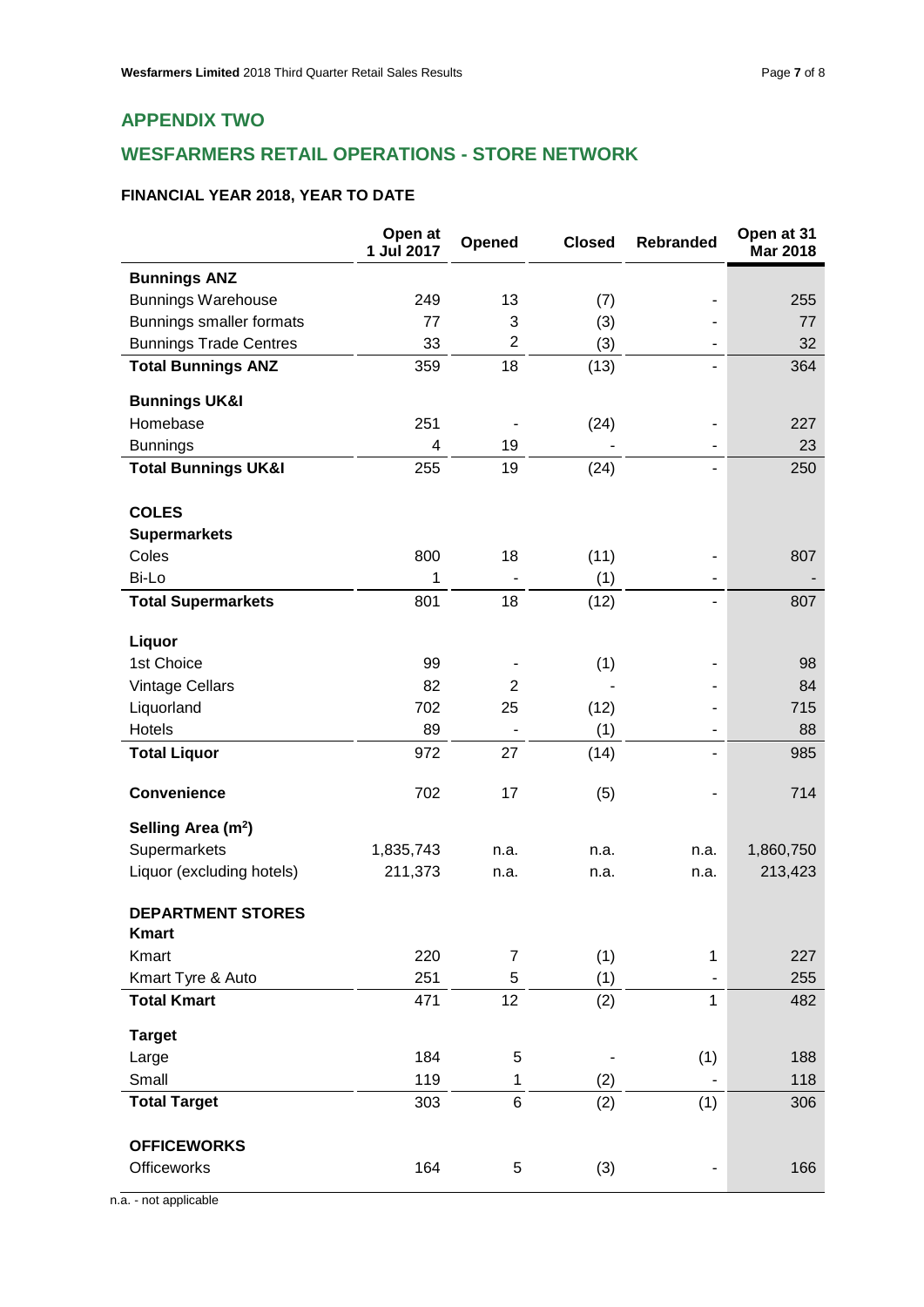## APPENDIX TWO

## WESFARMERS RETAIL OPERATIONS - STORE NETWORK

### FINANCIAL YEAR 2018, YEAR TO DATE

| | Open at 1 Jul 2017 | Opened | Closed | Rebranded | Open at 31 Mar 2018 |
|---|---|---|---|---|---|
| **Bunnings ANZ** | | | | | |
| Bunnings Warehouse | 249 | 13 | (7) | - | 255 |
| Bunnings smaller formats | 77 | 3 | (3) | - | 77 |
| Bunnings Trade Centres | 33 | 2 | (3) | - | 32 |
| **Total Bunnings ANZ** | 359 | 18 | (13) | - | 364 |
| **Bunnings UK&I** | | | | | |
| Homebase | 251 | - | (24) | - | 227 |
| Bunnings | 4 | 19 | - | - | 23 |
| **Total Bunnings UK&I** | 255 | 19 | (24) | - | 250 |
| **COLES** | | | | | |
| **Supermarkets** | | | | | |
| Coles | 800 | 18 | (11) | - | 807 |
| Bi-Lo | 1 | - | (1) | - | - |
| **Total Supermarkets** | 801 | 18 | (12) | - | 807 |
| **Liquor** | | | | | |
| 1st Choice | 99 | - | (1) | - | 98 |
| Vintage Cellars | 82 | 2 | - | - | 84 |
| Liquorland | 702 | 25 | (12) | - | 715 |
| Hotels | 89 | - | (1) | - | 88 |
| **Total Liquor** | 972 | 27 | (14) | - | 985 |
| **Convenience** | 702 | 17 | (5) | - | 714 |
| **Selling Area ($m^2$)** | | | | | |
| Supermarkets | 1,835,743 | n.a. | n.a. | n.a. | 1,860,750 |
| Liquor (excluding hotels) | 211,373 | n.a. | n.a. | n.a. | 213,423 |
| **DEPARTMENT STORES** | | | | | |
| **Kmart** | | | | | |
| Kmart | 220 | 7 | (1) | 1 | 227 |
| Kmart Tyre & Auto | 251 | 5 | (1) | - | 255 |
| **Total Kmart** | 471 | 12 | (2) | 1 | 482 |
| **Target** | | | | | |
| Large | 184 | 5 | - | (1) | 188 |
| Small | 119 | 1 | (2) | - | 118 |
| **Total Target** | 303 | 6 | (2) | (1) | 306 |
| **OFFICEWORKS** | | | | | |
| Officeworks | 164 | 5 | (3) | - | 166 |

n.a. - not applicable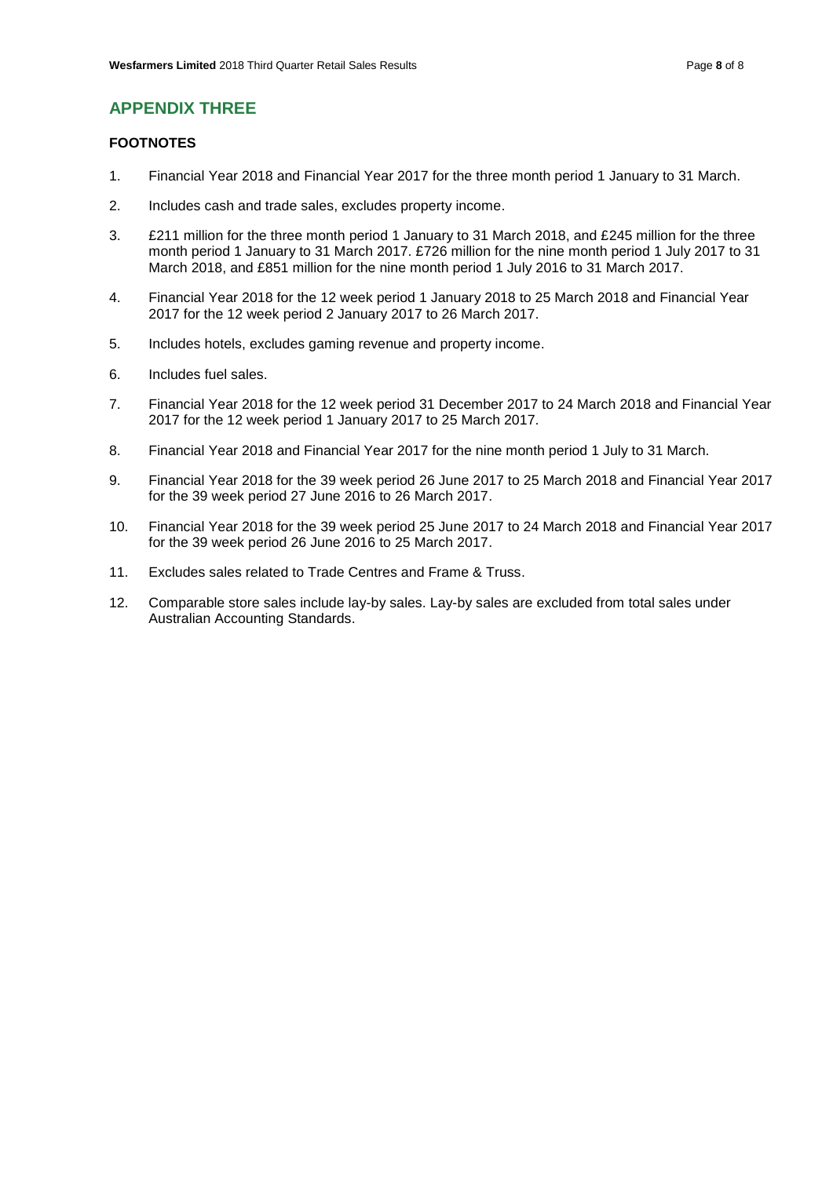## APPENDIX THREE

### FOOTNOTES

1. Financial Year 2018 and Financial Year 2017 for the three month period 1 January to 31 March.
2. Includes cash and trade sales, excludes property income.
3. £211 million for the three month period 1 January to 31 March 2018, and £245 million for the three month period 1 January to 31 March 2017. £726 million for the nine month period 1 July 2017 to 31 March 2018, and £851 million for the nine month period 1 July 2016 to 31 March 2017.
4. Financial Year 2018 for the 12 week period 1 January 2018 to 25 March 2018 and Financial Year 2017 for the 12 week period 2 January 2017 to 26 March 2017.
5. Includes hotels, excludes gaming revenue and property income.
6. Includes fuel sales.
7. Financial Year 2018 for the 12 week period 31 December 2017 to 24 March 2018 and Financial Year 2017 for the 12 week period 1 January 2017 to 25 March 2017.
8. Financial Year 2018 and Financial Year 2017 for the nine month period 1 July to 31 March.
9. Financial Year 2018 for the 39 week period 26 June 2017 to 25 March 2018 and Financial Year 2017 for the 39 week period 27 June 2016 to 26 March 2017.
10. Financial Year 2018 for the 39 week period 25 June 2017 to 24 March 2018 and Financial Year 2017 for the 39 week period 26 June 2016 to 25 March 2017.
11. Excludes sales related to Trade Centres and Frame & Truss.
12. Comparable store sales include lay-by sales. Lay-by sales are excluded from total sales under Australian Accounting Standards.